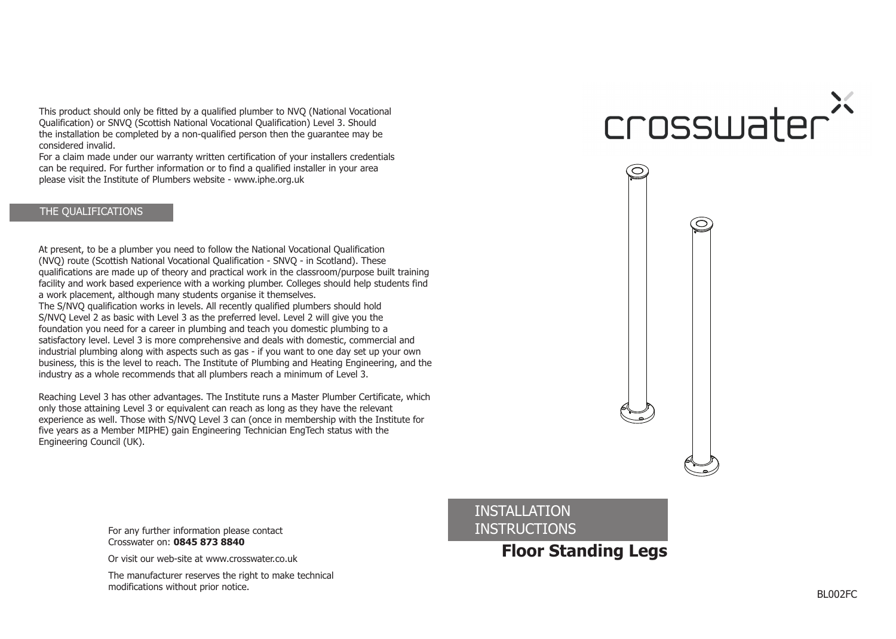This product should only be fitted by a qualified plumber to NVQ (National Vocational Qualification) or SNVQ (Scottish National Vocational Qualification) Level 3. Should the installation be completed by a non-qualified person then the guarantee may be considered invalid.
For a claim made under our warranty written certification of your installers credentials can be required. For further information or to find a qualified installer in your area please visit the Institute of Plumbers website - www.iphe.org.uk

## THE QUALIFICATIONS

At present, to be a plumber you need to follow the National Vocational Qualification (NVQ) route (Scottish National Vocational Qualification - SNVQ - in Scotland). These qualifications are made up of theory and practical work in the classroom/purpose built training facility and work based experience with a working plumber. Colleges should help students find a work placement, although many students organise it themselves.
The S/NVQ qualification works in levels. All recently qualified plumbers should hold S/NVQ Level 2 as basic with Level 3 as the preferred level. Level 2 will give you the foundation you need for a career in plumbing and teach you domestic plumbing to a satisfactory level. Level 3 is more comprehensive and deals with domestic, commercial and industrial plumbing along with aspects such as gas - if you want to one day set up your own business, this is the level to reach. The Institute of Plumbing and Heating Engineering, and the industry as a whole recommends that all plumbers reach a minimum of Level 3.

Reaching Level 3 has other advantages. The Institute runs a Master Plumber Certificate, which only those attaining Level 3 or equivalent can reach as long as they have the relevant experience as well. Those with S/NVQ Level 3 can (once in membership with the Institute for five years as a Member MIPHE) gain Engineering Technician EngTech status with the Engineering Council (UK).

For any further information please contact Crosswater on: **0845 873 8840**

Or visit our web-site at www.crosswater.co.uk

The manufacturer reserves the right to make technical modifications without prior notice.

# crosswater

## INSTALLATION INSTRUCTIONS

# Floor Standing Legs

BL002FC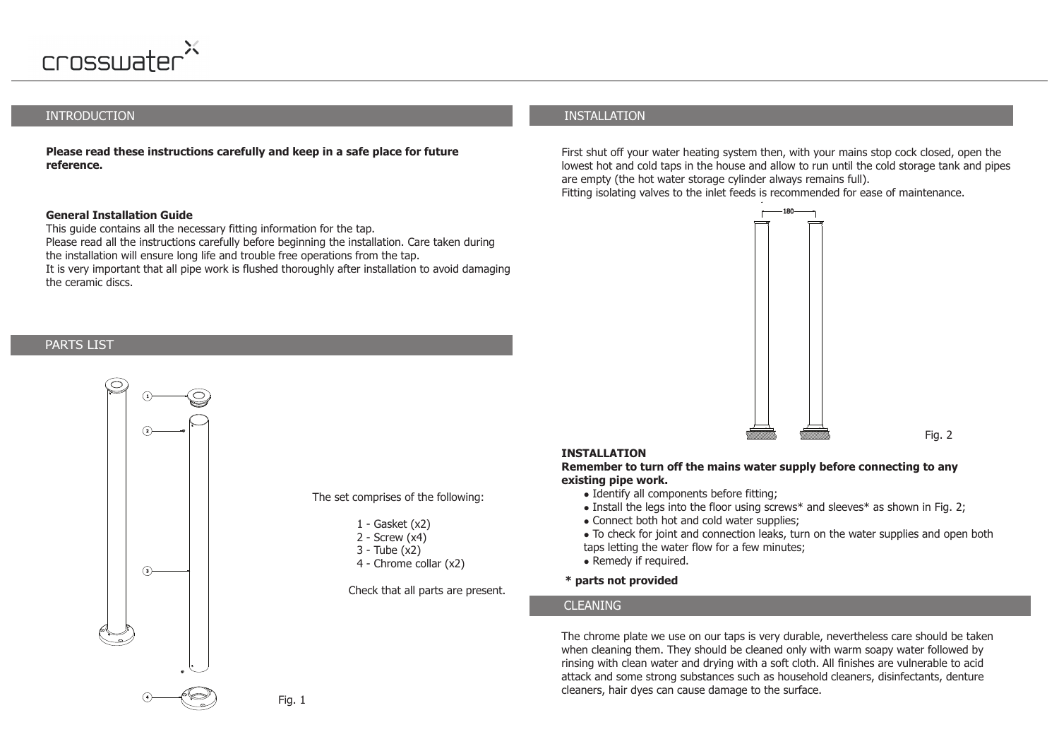crosswater

## INTRODUCTION

**Please read these instructions carefully and keep in a safe place for future reference.**

**General Installation Guide**

This guide contains all the necessary fitting information for the tap.
Please read all the instructions carefully before beginning the installation. Care taken during the installation will ensure long life and trouble free operations from the tap.
It is very important that all pipe work is flushed thoroughly after installation to avoid damaging the ceramic discs.

## PARTS LIST

1
2
3
4

The set comprises of the following:

1 - Gasket (x2)
2 - Screw (x4)
3 - Tube (x2)
4 - Chrome collar (x2)

Check that all parts are present.

Fig. 1

## INSTALLATION

First shut off your water heating system then, with your mains stop cock closed, open the lowest hot and cold taps in the house and allow to run until the cold storage tank and pipes are empty (the hot water storage cylinder always remains full).
Fitting isolating valves to the inlet feeds is recommended for ease of maintenance.

180

Fig. 2

**INSTALLATION**

**Remember to turn off the mains water supply before connecting to any existing pipe work.**

- Identify all components before fitting;
- Install the legs into the floor using screws* and sleeves* as shown in Fig. 2;
- Connect both hot and cold water supplies;
- To check for joint and connection leaks, turn on the water supplies and open both taps letting the water flow for a few minutes;
- Remedy if required.

**\* parts not provided**

## CLEANING

The chrome plate we use on our taps is very durable, nevertheless care should be taken when cleaning them. They should be cleaned only with warm soapy water followed by rinsing with clean water and drying with a soft cloth. All finishes are vulnerable to acid attack and some strong substances such as household cleaners, disinfectants, denture cleaners, hair dyes can cause damage to the surface.